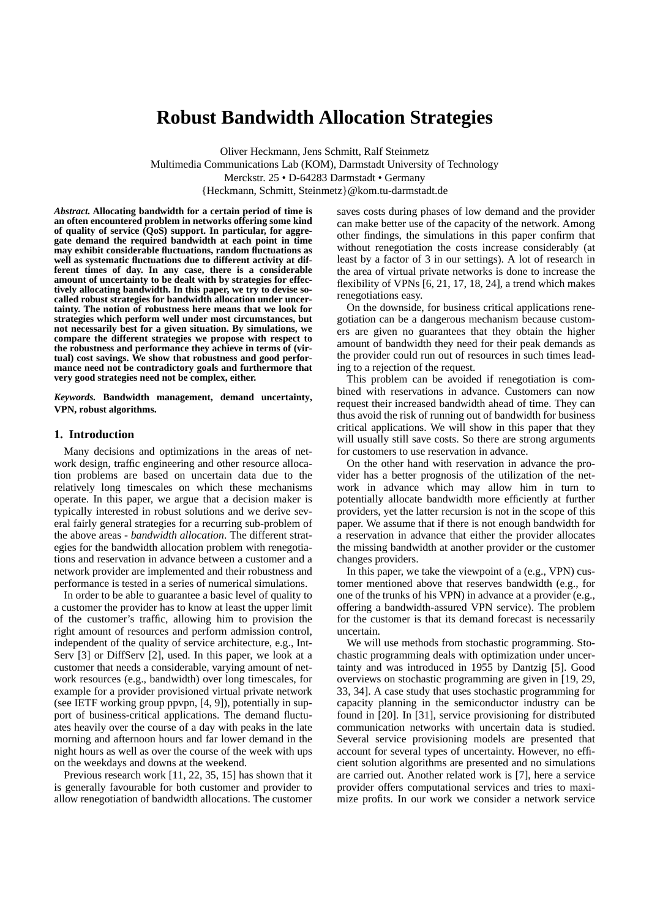# Robust Bandwidth Allocation Strategies

Oliver Heckmann, Jens Schmitt, Ralf Steinmetz
Multimedia Communications Lab (KOM), Darmstadt University of Technology
Merckstr. 25 • D-64283 Darmstadt • Germany
{Heckmann, Schmitt, Steinmetz}@kom.tu-darmstadt.de

***Abstract.*** **Allocating bandwidth for a certain period of time is an often encountered problem in networks offering some kind of quality of service (QoS) support. In particular, for aggregate demand the required bandwidth at each point in time may exhibit considerable fluctuations, random fluctuations as well as systematic fluctuations due to different activity at different times of day. In any case, there is a considerable amount of uncertainty to be dealt with by strategies for effectively allocating bandwidth. In this paper, we try to devise so-called robust strategies for bandwidth allocation under uncertainty. The notion of robustness here means that we look for strategies which perform well under most circumstances, but not necessarily best for a given situation. By simulations, we compare the different strategies we propose with respect to the robustness and performance they achieve in terms of (virtual) cost savings. We show that robustness and good performance need not be contradictory goals and furthermore that very good strategies need not be complex, either.**

***Keywords.*** **Bandwidth management, demand uncertainty, VPN, robust algorithms.**

## 1. Introduction

Many decisions and optimizations in the areas of network design, traffic engineering and other resource allocation problems are based on uncertain data due to the relatively long timescales on which these mechanisms operate. In this paper, we argue that a decision maker is typically interested in robust solutions and we derive several fairly general strategies for a recurring sub-problem of the above areas - *bandwidth allocation*. The different strategies for the bandwidth allocation problem with renegotiations and reservation in advance between a customer and a network provider are implemented and their robustness and performance is tested in a series of numerical simulations.

In order to be able to guarantee a basic level of quality to a customer the provider has to know at least the upper limit of the customer's traffic, allowing him to provision the right amount of resources and perform admission control, independent of the quality of service architecture, e.g., IntServ [3] or DiffServ [2], used. In this paper, we look at a customer that needs a considerable, varying amount of network resources (e.g., bandwidth) over long timescales, for example for a provider provisioned virtual private network (see IETF working group ppvpn, [4, 9]), potentially in support of business-critical applications. The demand fluctuates heavily over the course of a day with peaks in the late morning and afternoon hours and far lower demand in the night hours as well as over the course of the week with ups on the weekdays and downs at the weekend.

Previous research work [11, 22, 35, 15] has shown that it is generally favourable for both customer and provider to allow renegotiation of bandwidth allocations. The customer saves costs during phases of low demand and the provider can make better use of the capacity of the network. Among other findings, the simulations in this paper confirm that without renegotiation the costs increase considerably (at least by a factor of 3 in our settings). A lot of research in the area of virtual private networks is done to increase the flexibility of VPNs [6, 21, 17, 18, 24], a trend which makes renegotiations easy.

On the downside, for business critical applications renegotiation can be a dangerous mechanism because customers are given no guarantees that they obtain the higher amount of bandwidth they need for their peak demands as the provider could run out of resources in such times leading to a rejection of the request.

This problem can be avoided if renegotiation is combined with reservations in advance. Customers can now request their increased bandwidth ahead of time. They can thus avoid the risk of running out of bandwidth for business critical applications. We will show in this paper that they will usually still save costs. So there are strong arguments for customers to use reservation in advance.

On the other hand with reservation in advance the provider has a better prognosis of the utilization of the network in advance which may allow him in turn to potentially allocate bandwidth more efficiently at further providers, yet the latter recursion is not in the scope of this paper. We assume that if there is not enough bandwidth for a reservation in advance that either the provider allocates the missing bandwidth at another provider or the customer changes providers.

In this paper, we take the viewpoint of a (e.g., VPN) customer mentioned above that reserves bandwidth (e.g., for one of the trunks of his VPN) in advance at a provider (e.g., offering a bandwidth-assured VPN service). The problem for the customer is that its demand forecast is necessarily uncertain.

We will use methods from stochastic programming. Stochastic programming deals with optimization under uncertainty and was introduced in 1955 by Dantzig [5]. Good overviews on stochastic programming are given in [19, 29, 33, 34]. A case study that uses stochastic programming for capacity planning in the semiconductor industry can be found in [20]. In [31], service provisioning for distributed communication networks with uncertain data is studied. Several service provisioning models are presented that account for several types of uncertainty. However, no efficient solution algorithms are presented and no simulations are carried out. Another related work is [7], here a service provider offers computational services and tries to maximize profits. In our work we consider a network service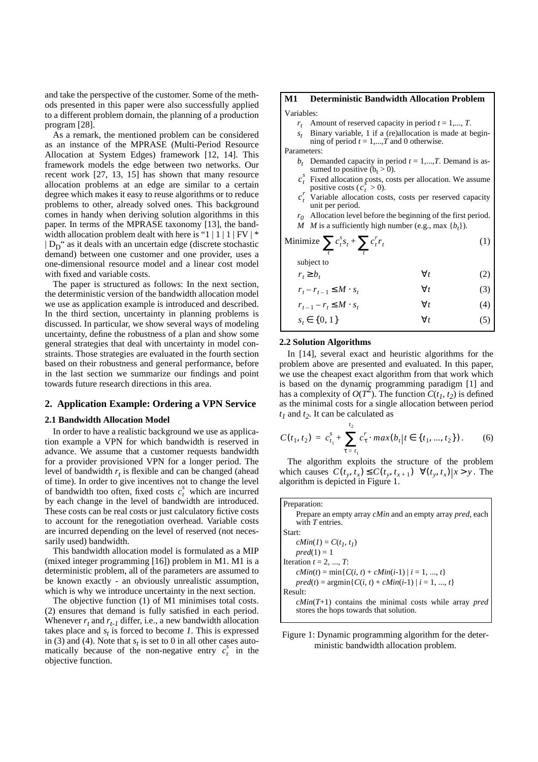and take the perspective of the customer. Some of the methods presented in this paper were also successfully applied to a different problem domain, the planning of a production program [28].

As a remark, the mentioned problem can be considered as an instance of the MPRASE (Multi-Period Resource Allocation at System Edges) framework [12, 14]. This framework models the edge between two networks. Our recent work [27, 13, 15] has shown that many resource allocation problems at an edge are similar to a certain degree which makes it easy to reuse algorithms or to reduce problems to other, already solved ones. This background comes in handy when deriving solution algorithms in this paper. In terms of the MPRASE taxonomy [13], the bandwidth allocation problem dealt with here is "1 | 1 | 1 | FV | * | $D_D$" as it deals with an uncertain edge (discrete stochastic demand) between one customer and one provider, uses a one-dimensional resource model and a linear cost model with fixed and variable costs.

The paper is structured as follows: In the next section, the deterministic version of the bandwidth allocation model we use as application example is introduced and described. In the third section, uncertainty in planning problems is discussed. In particular, we show several ways of modeling uncertainty, define the robustness of a plan and show some general strategies that deal with uncertainty in model constraints. Those strategies are evaluated in the fourth section based on their robustness and general performance, before in the last section we summarize our findings and point towards future research directions in this area.

## 2. Application Example: Ordering a VPN Service

### 2.1 Bandwidth Allocation Model

In order to have a realistic background we use as application example a VPN for which bandwidth is reserved in advance. We assume that a customer requests bandwidth for a provider provisioned VPN for a longer period. The level of bandwidth $r_t$ is flexible and can be changed (ahead of time). In order to give incentives not to change the level of bandwidth too often, fixed costs $c_t^s$ which are incurred by each change in the level of bandwidth are introduced. These costs can be real costs or just calculatory fictive costs to account for the renegotiation overhead. Variable costs are incurred depending on the level of reserved (not necessarily used) bandwidth.

This bandwidth allocation model is formulated as a MIP (mixed integer programming [16]) problem in M1. M1 is a deterministic problem, all of the parameters are assumed to be known exactly - an obviously unrealistic assumption, which is why we introduce uncertainty in the next section.

The objective function (1) of M1 minimises total costs. (2) ensures that demand is fully satisfied in each period. Whenever $r_t$ and $r_{t-1}$ differ, i.e., a new bandwidth allocation takes place and $s_t$ is forced to become *1*. This is expressed in (3) and (4). Note that $s_t$ is set to 0 in all other cases automatically because of the non-negative entry $c_t^s$ in the objective function.

**M1 Deterministic Bandwidth Allocation Problem**

Variables:

- $r_t$ Amount of reserved capacity in period $t = 1,..., T$.
- $s_t$ Binary variable, 1 if a (re)allocation is made at beginning of period $t = 1,...,T$ and 0 otherwise.

Parameters:

- $b_t$ Demanded capacity in period $t = 1,...,T$. Demand is assumed to positive ($b_t > 0$).
- $c_t^s$ Fixed allocation costs, costs per allocation. We assume positive costs ($c_t^s > 0$).
- $c_t^r$ Variable allocation costs, costs per reserved capacity unit per period.
- $r_0$ Allocation level before the beginning of the first period.
- $M$ $M$ is a sufficiently high number (e.g., max $\{b_t\}$).

$$\text{Minimize } \sum_t c_t^s s_t + \sum_t c_t^r r_t \tag{1}$$

subject to

$$r_t \geq b_t \qquad \forall t \tag{2}$$

$$r_t - r_{t-1} \leq M \cdot s_t \qquad \forall t \tag{3}$$

$$r_{t-1} - r_t \leq M \cdot s_t \qquad \forall t \tag{4}$$

$$s_t \in \{0, 1\} \qquad \forall t \tag{5}$$

### 2.2 Solution Algorithms

In [14], several exact and heuristic algorithms for the problem above are presented and evaluated. In this paper, we use the cheapest exact algorithm from that work which is based on the dynamic programming paradigm [1] and has a complexity of $O(T^2)$. The function $C(t_1, t_2)$ is defined as the minimal costs for a single allocation between period $t_1$ and $t_2$. It can be calculated as

$$C(t_1, t_2) = c_{t_1}^s + \sum_{\tau = t_1}^{t_2} c_\tau^r \cdot max(b_t | t \in \{t_1, ..., t_2\}) . \tag{6}$$

The algorithm exploits the structure of the problem which causes $C(t_y, t_x) \leq C(t_y, t_{x+1}) \ \ \forall (t_y, t_x) | x > y$. The algorithm is depicted in Figure 1.

```
Preparation:
    Prepare an empty array cMin and an empty array pred, each
    with T entries.
Start:
    cMin(1) = C(t1, t1)
    pred(1) = 1
Iteration t = 2, ..., T:
    cMin(t) = min{C(i, t) + cMin(i-1) | i = 1, ..., t}
    pred(t) = argmin{C(i, t) + cMin(i-1) | i = 1, ..., t}
Result:
    cMin(T+1) contains the minimal costs while array pred
    stores the hops towards that solution.
```

Figure 1: Dynamic programming algorithm for the deterministic bandwidth allocation problem.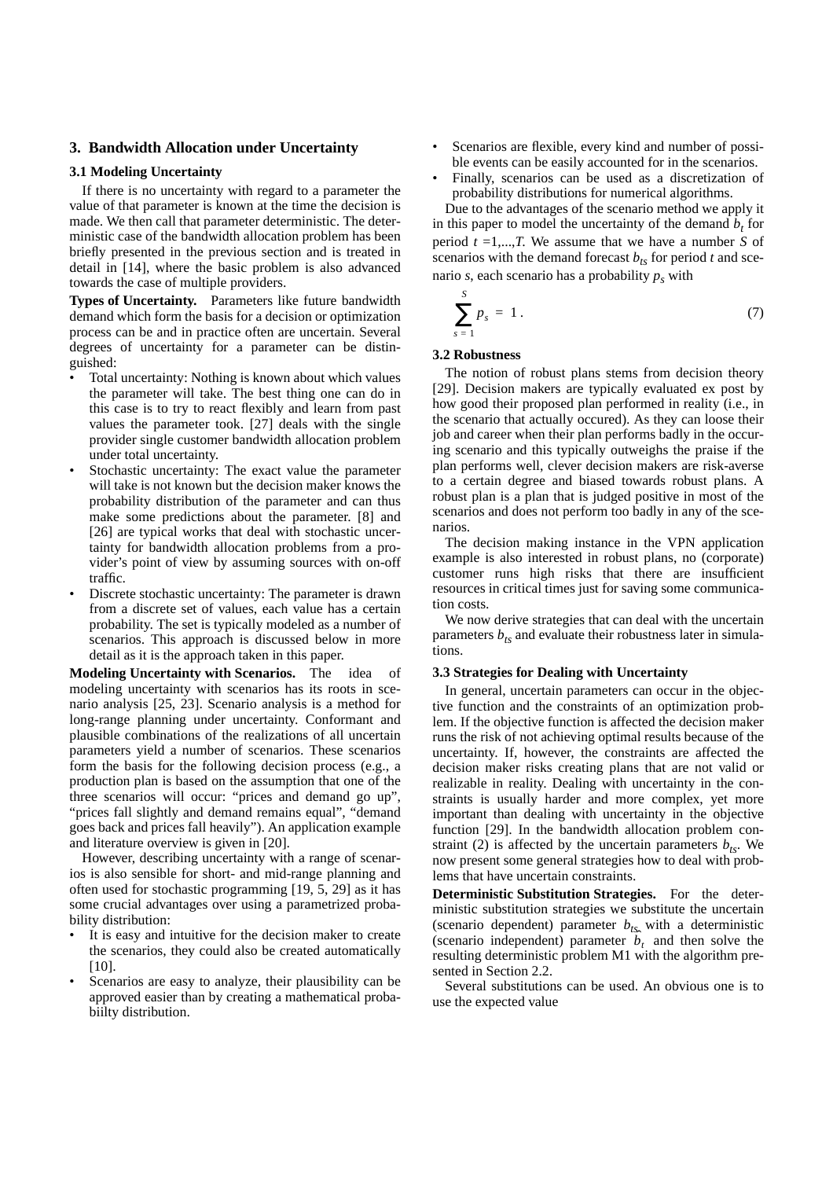## 3. Bandwidth Allocation under Uncertainty

### 3.1 Modeling Uncertainty

If there is no uncertainty with regard to a parameter the value of that parameter is known at the time the decision is made. We then call that parameter deterministic. The deterministic case of the bandwidth allocation problem has been briefly presented in the previous section and is treated in detail in [14], where the basic problem is also advanced towards the case of multiple providers.

**Types of Uncertainty.** Parameters like future bandwidth demand which form the basis for a decision or optimization process can be and in practice often are uncertain. Several degrees of uncertainty for a parameter can be distinguished:

- Total uncertainty: Nothing is known about which values the parameter will take. The best thing one can do in this case is to try to react flexibly and learn from past values the parameter took. [27] deals with the single provider single customer bandwidth allocation problem under total uncertainty.
- Stochastic uncertainty: The exact value the parameter will take is not known but the decision maker knows the probability distribution of the parameter and can thus make some predictions about the parameter. [8] and [26] are typical works that deal with stochastic uncertainty for bandwidth allocation problems from a provider's point of view by assuming sources with on-off traffic.
- Discrete stochastic uncertainty: The parameter is drawn from a discrete set of values, each value has a certain probability. The set is typically modeled as a number of scenarios. This approach is discussed below in more detail as it is the approach taken in this paper.

**Modeling Uncertainty with Scenarios.** The idea of modeling uncertainty with scenarios has its roots in scenario analysis [25, 23]. Scenario analysis is a method for long-range planning under uncertainty. Conformant and plausible combinations of the realizations of all uncertain parameters yield a number of scenarios. These scenarios form the basis for the following decision process (e.g., a production plan is based on the assumption that one of the three scenarios will occur: "prices and demand go up", "prices fall slightly and demand remains equal", "demand goes back and prices fall heavily"). An application example and literature overview is given in [20].

However, describing uncertainty with a range of scenarios is also sensible for short- and mid-range planning and often used for stochastic programming [19, 5, 29] as it has some crucial advantages over using a parametrized probability distribution:

- It is easy and intuitive for the decision maker to create the scenarios, they could also be created automatically [10].
- Scenarios are easy to analyze, their plausibility can be approved easier than by creating a mathematical probabiilty distribution.
- Scenarios are flexible, every kind and number of possible events can be easily accounted for in the scenarios.
- Finally, scenarios can be used as a discretization of probability distributions for numerical algorithms.

Due to the advantages of the scenario method we apply it in this paper to model the uncertainty of the demand $b_t$ for period $t = 1,...,T$. We assume that we have a number $S$ of scenarios with the demand forecast $b_{ts}$ for period $t$ and scenario $s$, each scenario has a probability $p_s$ with

$$\sum_{s=1}^{S} p_s = 1 . \tag{7}$$

### 3.2 Robustness

The notion of robust plans stems from decision theory [29]. Decision makers are typically evaluated ex post by how good their proposed plan performed in reality (i.e., in the scenario that actually occured). As they can loose their job and career when their plan performs badly in the occuring scenario and this typically outweighs the praise if the plan performs well, clever decision makers are risk-averse to a certain degree and biased towards robust plans. A robust plan is a plan that is judged positive in most of the scenarios and does not perform too badly in any of the scenarios.

The decision making instance in the VPN application example is also interested in robust plans, no (corporate) customer runs high risks that there are insufficient resources in critical times just for saving some communication costs.

We now derive strategies that can deal with the uncertain parameters $b_{ts}$ and evaluate their robustness later in simulations.

### 3.3 Strategies for Dealing with Uncertainty

In general, uncertain parameters can occur in the objective function and the constraints of an optimization problem. If the objective function is affected the decision maker runs the risk of not achieving optimal results because of the uncertainty. If, however, the constraints are affected the decision maker risks creating plans that are not valid or realizable in reality. Dealing with uncertainty in the constraints is usually harder and more complex, yet more important than dealing with uncertainty in the objective function [29]. In the bandwidth allocation problem constraint (2) is affected by the uncertain parameters $b_{ts}$. We now present some general strategies how to deal with problems that have uncertain constraints.

**Deterministic Substitution Strategies.** For the deterministic substitution strategies we substitute the uncertain (scenario dependent) parameter $b_{ts}$ with a deterministic (scenario independent) parameter $\tilde{b}_t$ and then solve the resulting deterministic problem M1 with the algorithm presented in Section 2.2.

Several substitutions can be used. An obvious one is to use the expected value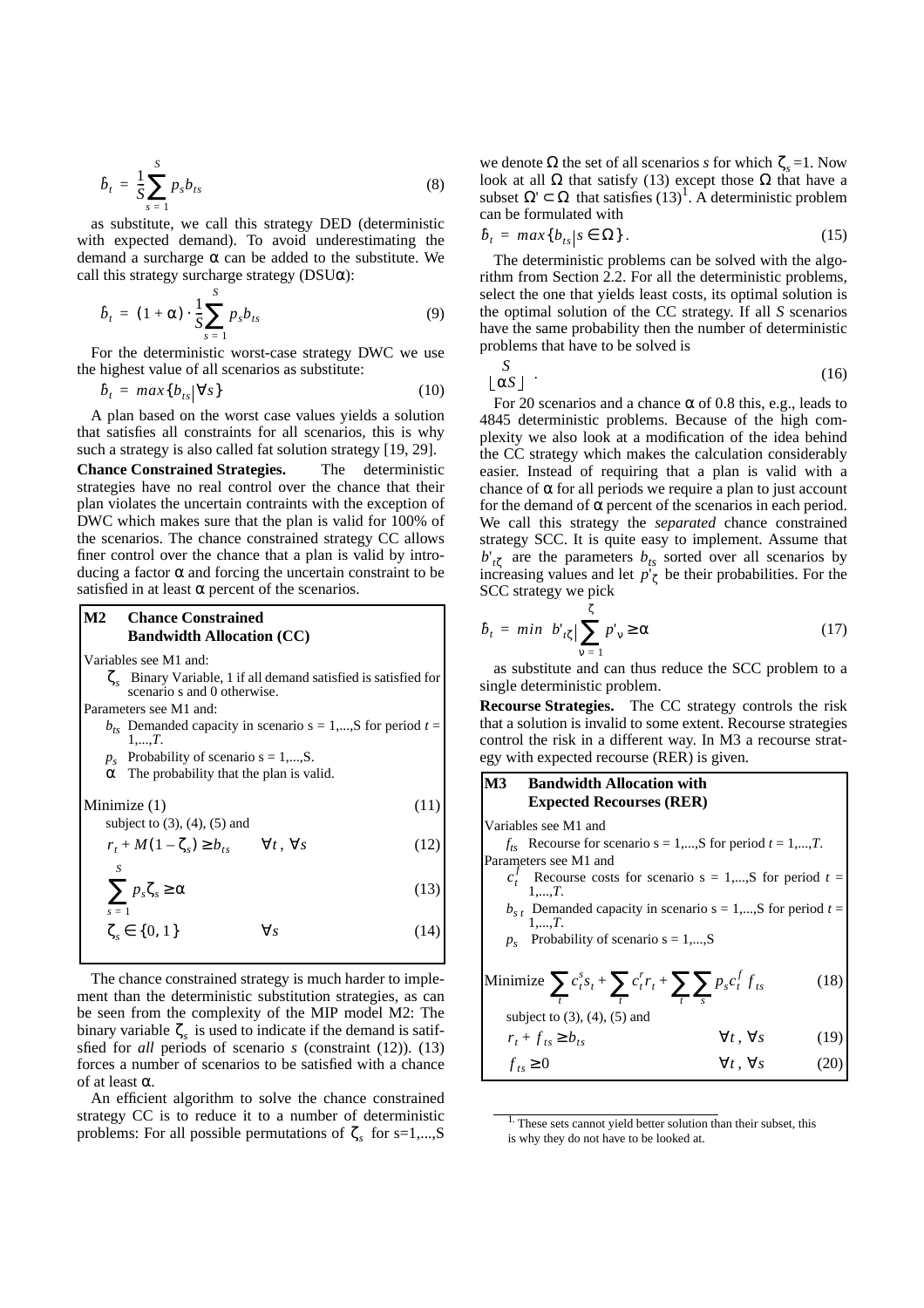$$\hat{b}_t = \frac{1}{S}\sum_{s=1}^{S} p_s b_{ts} \tag{8}$$

as substitute, we call this strategy DED (deterministic with expected demand). To avoid underestimating the demand a surcharge $\alpha$ can be added to the substitute. We call this strategy surcharge strategy (DSU$\alpha$):

$$\hat{b}_t = (1+\alpha)\cdot\frac{1}{S}\sum_{s=1}^{S} p_s b_{ts} \tag{9}$$

For the deterministic worst-case strategy DWC we use the highest value of all scenarios as substitute:

$$\hat{b}_t = max\{b_{ts} | \forall s\} \tag{10}$$

A plan based on the worst case values yields a solution that satisfies all constraints for all scenarios, this is why such a strategy is also called fat solution strategy [19, 29].

**Chance Constrained Strategies.** The deterministic strategies have no real control over the chance that their plan violates the uncertain contraints with the exception of DWC which makes sure that the plan is valid for 100% of the scenarios. The chance constrained strategy CC allows finer control over the chance that a plan is valid by introducing a factor $\alpha$ and forcing the uncertain constraint to be satisfied in at least $\alpha$ percent of the scenarios.

**M2 Chance Constrained Bandwidth Allocation (CC)**

Variables see M1 and:

- $\zeta_s$ Binary Variable, 1 if all demand satisfied is satisfied for scenario s and 0 otherwise.

Parameters see M1 and:

- $b_{ts}$ Demanded capacity in scenario s = 1,...,S for period $t$ = 1,...,$T$.
- $p_s$ Probability of scenario s = 1,...,S.
- $\alpha$ The probability that the plan is valid.

Minimize (1) (11)

subject to (3), (4), (5) and

$$r_t + M(1-\zeta_s) \geq b_{ts} \qquad \forall t, \forall s \tag{12}$$

$$\sum_{s=1}^{S} p_s \zeta_s \geq \alpha \tag{13}$$

$$\zeta_s \in \{0,1\} \qquad \forall s \tag{14}$$

The chance constrained strategy is much harder to implement than the deterministic substitution strategies, as can be seen from the complexity of the MIP model M2: The binary variable $\zeta_s$ is used to indicate if the demand is satisfied for *all* periods of scenario $s$ (constraint (12)). (13) forces a number of scenarios to be satisfied with a chance of at least $\alpha$.

An efficient algorithm to solve the chance constrained strategy CC is to reduce it to a number of deterministic problems: For all possible permutations of $\zeta_s$ for s=1,...,S we denote $\Omega$ the set of all scenarios $s$ for which $\zeta_s$ =1. Now look at all $\Omega$ that satisfy (13) except those $\Omega$ that have a subset $\Omega' \subset \Omega$ that satisfies (13)[1]. A deterministic problem can be formulated with

$$\hat{b}_t = max\{b_{ts} | s \in \Omega\}. \tag{15}$$

The deterministic problems can be solved with the algorithm from Section 2.2. For all the deterministic problems, select the one that yields least costs, its optimal solution is the optimal solution of the CC strategy. If all $S$ scenarios have the same probability then the number of deterministic problems that have to be solved is

$$\binom{S}{\lfloor \alpha S \rfloor}. \tag{16}$$

For 20 scenarios and a chance $\alpha$ of 0.8 this, e.g., leads to 4845 deterministic problems. Because of the high complexity we also look at a modification of the idea behind the CC strategy which makes the calculation considerably easier. Instead of requiring that a plan is valid with a chance of $\alpha$ for all periods we require a plan to just account for the demand of $\alpha$ percent of the scenarios in each period. We call this strategy the *separated* chance constrained strategy SCC. It is quite easy to implement. Assume that $b'_{t\zeta}$ are the parameters $b_{ts}$ sorted over all scenarios by increasing values and let $p'_\zeta$ be their probabilities. For the SCC strategy we pick

$$\hat{b}_t = min\left\{ b'_{t\zeta} \middle| \sum_{\nu=1}^{\zeta} p'_\nu \geq \alpha \right\} \tag{17}$$

as substitute and can thus reduce the SCC problem to a single deterministic problem.

**Recourse Strategies.** The CC strategy controls the risk that a solution is invalid to some extent. Recourse strategies control the risk in a different way. In M3 a recourse strategy with expected recourse (RER) is given.

**M3 Bandwidth Allocation with Expected Recourses (RER)**

Variables see M1 and

- $f_{ts}$ Recourse for scenario s = 1,...,S for period $t$ = 1,...,$T$.

Parameters see M1 and

- $c_t^f$ Recourse costs for scenario s = 1,...,S for period $t$ = 1,...,$T$.
- $b_{st}$ Demanded capacity in scenario s = 1,...,S for period $t$ = 1,...,$T$.
- $p_s$ Probability of scenario s = 1,...,S

$$\text{Minimize } \sum_t c_t^s s_t + \sum_t c_t^r r_t + \sum_t \sum_s p_s c_t^f f_{ts} \tag{18}$$

subject to (3), (4), (5) and

$$r_t + f_{ts} \geq b_{ts} \qquad \forall t, \forall s \tag{19}$$

$$f_{ts} \geq 0 \qquad \forall t, \forall s \tag{20}$$

[1] These sets cannot yield better solution than their subset, this is why they do not have to be looked at.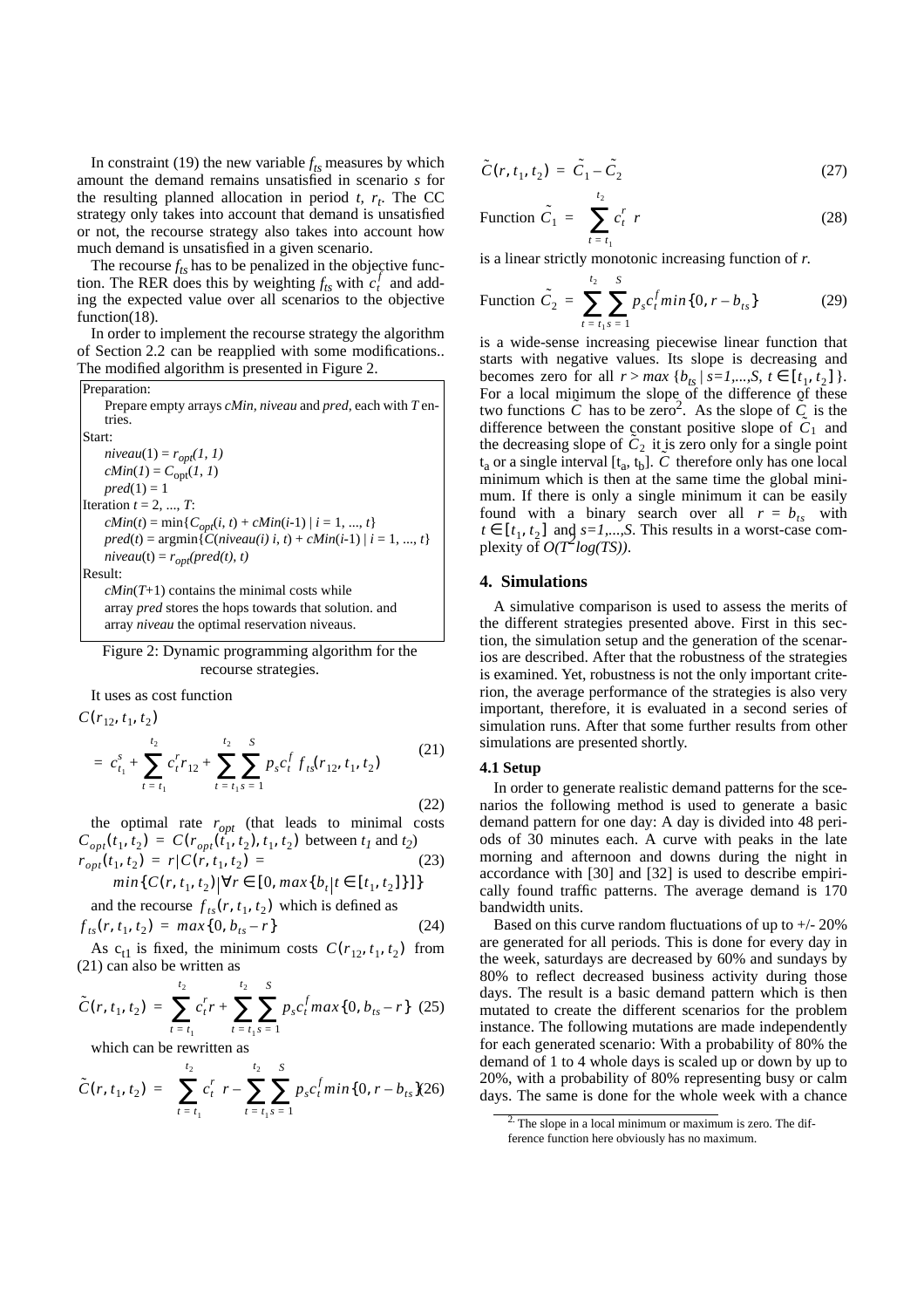In constraint (19) the new variable $f_{ts}$ measures by which amount the demand remains unsatisfied in scenario *s* for the resulting planned allocation in period *t*, $r_t$. The CC strategy only takes into account that demand is unsatisfied or not, the recourse strategy also takes into account how much demand is unsatisfied in a given scenario.

The recourse $f_{ts}$ has to be penalized in the objective function. The RER does this by weighting $f_{ts}$ with $c_t^f$ and adding the expected value over all scenarios to the objective function(18).

In order to implement the recourse strategy the algorithm of Section 2.2 can be reapplied with some modifications.. The modified algorithm is presented in Figure 2.

```
Preparation:
    Prepare empty arrays cMin, niveau and pred, each with T entries.
Start:
    niveau(1) = r_opt(1, 1)
    cMin(1) = C_opt(1, 1)
    pred(1) = 1
Iteration t = 2, ..., T:
    cMin(t) = min{C_opt(i, t) + cMin(i-1) | i = 1, ..., t}
    pred(t) = argmin{C(niveau(i) i, t) + cMin(i-1) | i = 1, ..., t}
    niveau(t) = r_opt(pred(t), t)
Result:
    cMin(T+1) contains the minimal costs while
    array pred stores the hops towards that solution. and
    array niveau the optimal reservation niveaus.
```

Figure 2: Dynamic programming algorithm for the recourse strategies.

It uses as cost function

$$C(r_{12}, t_1, t_2)$$

$$= c_{t_1}^s + \sum_{t = t_1}^{t_2} c_t^r r_{12} + \sum_{t = t_1}^{t_2} \sum_{s = 1}^{S} p_s c_t^f f_{ts}(r_{12}, t_1, t_2) \tag{21}$$

(22)

the optimal rate $r_{opt}$ (that leads to minimal costs $C_{opt}(t_1, t_2) = C(r_{opt}(t_1, t_2), t_1, t_2)$ between $t_1$ and $t_2$)

$$r_{opt}(t_1, t_2) = r | C(r, t_1, t_2) = \tag{23}$$

$$min\{C(r, t_1, t_2) | \forall r \in [0, max\{b_t | t \in [t_1, t_2]\}]\}$$

and the recourse $f_{ts}(r, t_1, t_2)$ which is defined as

$$f_{ts}(r, t_1, t_2) = max\{0, b_{ts} - r\} \tag{24}$$

As $c_{t1}$ is fixed, the minimum costs $C(r_{12}, t_1, t_2)$ from (21) can also be written as

$$\tilde{C}(r, t_1, t_2) = \sum_{t = t_1}^{t_2} c_t^r r + \sum_{t = t_1}^{t_2} \sum_{s = 1}^{S} p_s c_t^f max\{0, b_{ts} - r\} \tag{25}$$

which can be rewritten as

$$\tilde{C}(r, t_1, t_2) = \left( \sum_{t = t_1}^{t_2} c_t^r \right) r - \sum_{t = t_1}^{t_2} \sum_{s = 1}^{S} p_s c_t^f min\{0, r - b_{ts}\} \tag{26}$$

$$\tilde{C}(r, t_1, t_2) = \tilde{C}_1 - \tilde{C}_2 \tag{27}$$

Function $\tilde{C}_1 = \left( \sum_{t = t_1}^{t_2} c_t^r \right) r \quad (28)$

is a linear strictly monotonic increasing function of *r*.

Function $\tilde{C}_2 = \sum_{t = t_1}^{t_2} \sum_{s = 1}^{S} p_s c_t^f min\{0, r - b_{ts}\} \quad (29)$

is a wide-sense increasing piecewise linear function that starts with negative values. Its slope is decreasing and becomes zero for all $r > max\{b_{ts} | s=1,...,S, t \in [t_1, t_2]\}$. For a local minimum the slope of the difference of these two functions $\tilde{C}$ has to be zero[2]. As the slope of $\tilde{C}$ is the difference between the constant positive slope of $\tilde{C}_1$ and the decreasing slope of $\tilde{C}_2$ it is zero only for a single point $t_a$ or a single interval $[t_a, t_b]$. $\tilde{C}$ therefore only has one local minimum which is then at the same time the global minimum. If there is only a single minimum it can be easily found with a binary search over all $r = b_{ts}$ with $t \in [t_1, t_2]$ and $s=1,...,S$. This results in a worst-case complexity of $O(T^2 log(TS))$.

## 4. Simulations

A simulative comparison is used to assess the merits of the different strategies presented above. First in this section, the simulation setup and the generation of the scenarios are described. After that the robustness of the strategies is examined. Yet, robustness is not the only important criterion, the average performance of the strategies is also very important, therefore, it is evaluated in a second series of simulation runs. After that some further results from other simulations are presented shortly.

### 4.1 Setup

In order to generate realistic demand patterns for the scenarios the following method is used to generate a basic demand pattern for one day: A day is divided into 48 periods of 30 minutes each. A curve with peaks in the late morning and afternoon and downs during the night in accordance with [30] and [32] is used to describe empirically found traffic patterns. The average demand is 170 bandwidth units.

Based on this curve random fluctuations of up to +/- 20% are generated for all periods. This is done for every day in the week, saturdays are decreased by 60% and sundays by 80% to reflect decreased business activity during those days. The result is a basic demand pattern which is then mutated to create the different scenarios for the problem instance. The following mutations are made independently for each generated scenario: With a probability of 80% the demand of 1 to 4 whole days is scaled up or down by up to 20%, with a probability of 80% representing busy or calm days. The same is done for the whole week with a chance

[2] The slope in a local minimum or maximum is zero. The difference function here obviously has no maximum.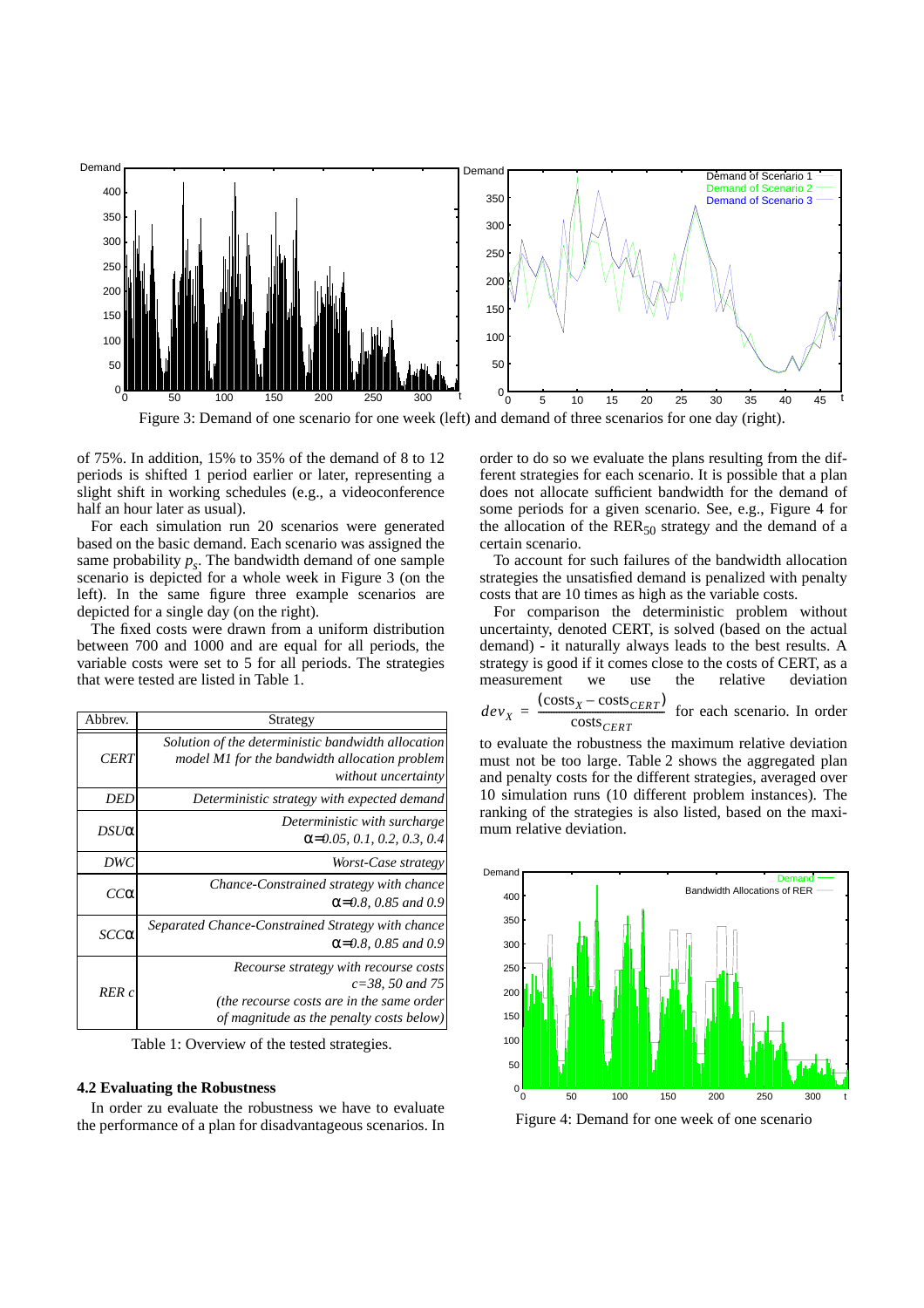Figure 3: Demand of one scenario for one week (left) and demand of three scenarios for one day (right).

of 75%. In addition, 15% to 35% of the demand of 8 to 12 periods is shifted 1 period earlier or later, representing a slight shift in working schedules (e.g., a videoconference half an hour later as usual).

For each simulation run 20 scenarios were generated based on the basic demand. Each scenario was assigned the same probability $p_s$. The bandwidth demand of one sample scenario is depicted for a whole week in Figure 3 (on the left). In the same figure three example scenarios are depicted for a single day (on the right).

The fixed costs were drawn from a uniform distribution between 700 and 1000 and are equal for all periods, the variable costs were set to 5 for all periods. The strategies that were tested are listed in Table 1.

| Abbrev. | Strategy |
|---|---|
| *CERT* | *Solution of the deterministic bandwidth allocation model M1 for the bandwidth allocation problem without uncertainty* |
| *DED* | *Deterministic strategy with expected demand* |
| *DSU*$\alpha$ | *Deterministic with surcharge* $\alpha$*=0.05, 0.1, 0.2, 0.3, 0.4* |
| *DWC* | *Worst-Case strategy* |
| *CC*$\alpha$ | *Chance-Constrained strategy with chance* $\alpha$*=0.8, 0.85 and 0.9* |
| *SCC*$\alpha$ | *Separated Chance-Constrained Strategy with chance* $\alpha$*=0.8, 0.85 and 0.9* |
| *RER c* | *Recourse strategy with recourse costs c=38, 50 and 75 (the recourse costs are in the same order of magnitude as the penalty costs below)* |

Table 1: Overview of the tested strategies.

**4.2 Evaluating the Robustness**

In order zu evaluate the robustness we have to evaluate the performance of a plan for disadvantageous scenarios. In order to do so we evaluate the plans resulting from the different strategies for each scenario. It is possible that a plan does not allocate sufficient bandwidth for the demand of some periods for a given scenario. See, e.g., Figure 4 for the allocation of the $\mathrm{RER}_{50}$ strategy and the demand of a certain scenario.

To account for such failures of the bandwidth allocation strategies the unsatisfied demand is penalized with penalty costs that are 10 times as high as the variable costs.

For comparison the deterministic problem without uncertainty, denoted CERT, is solved (based on the actual demand) - it naturally always leads to the best results. A strategy is good if it comes close to the costs of CERT, as a measurement we use the relative deviation $dev_X = \frac{(\mathrm{costs}_X - \mathrm{costs}_{CERT})}{\mathrm{costs}_{CERT}}$ for each scenario. In order to evaluate the robustness the maximum relative deviation must not be too large. Table 2 shows the aggregated plan and penalty costs for the different strategies, averaged over 10 simulation runs (10 different problem instances). The ranking of the strategies is also listed, based on the maximum relative deviation.

Figure 4: Demand for one week of one scenario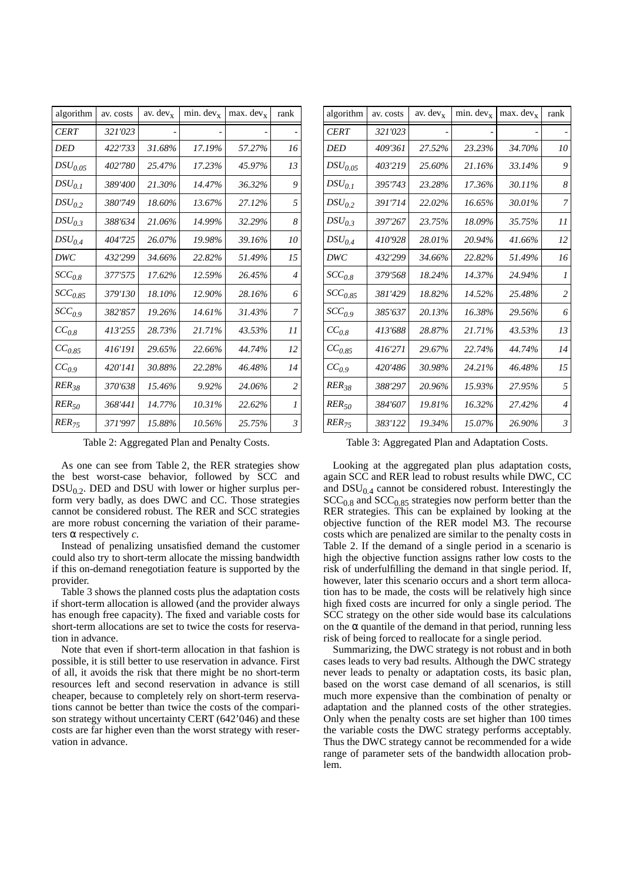| algorithm | av. costs | av. $dev_x$ | min. $dev_x$ | max. $dev_x$ | rank |
|---|---|---|---|---|---|
| *CERT* | *321'023* | - | - | - | - |
| *DED* | *422'733* | *31.68%* | *17.19%* | *57.27%* | *16* |
| $DSU_{0.05}$ | *402'780* | *25.47%* | *17.23%* | *45.97%* | *13* |
| $DSU_{0.1}$ | *389'400* | *21.30%* | *14.47%* | *36.32%* | *9* |
| $DSU_{0.2}$ | *380'749* | *18.60%* | *13.67%* | *27.12%* | *5* |
| $DSU_{0.3}$ | *388'634* | *21.06%* | *14.99%* | *32.29%* | *8* |
| $DSU_{0.4}$ | *404'725* | *26.07%* | *19.98%* | *39.16%* | *10* |
| *DWC* | *432'299* | *34.66%* | *22.82%* | *51.49%* | *15* |
| $SCC_{0.8}$ | *377'575* | *17.62%* | *12.59%* | *26.45%* | *4* |
| $SCC_{0.85}$ | *379'130* | *18.10%* | *12.90%* | *28.16%* | *6* |
| $SCC_{0.9}$ | *382'857* | *19.26%* | *14.61%* | *31.43%* | *7* |
| $CC_{0.8}$ | *413'255* | *28.73%* | *21.71%* | *43.53%* | *11* |
| $CC_{0.85}$ | *416'191* | *29.65%* | *22.66%* | *44.74%* | *12* |
| $CC_{0.9}$ | *420'141* | *30.88%* | *22.28%* | *46.48%* | *14* |
| $RER_{38}$ | *370'638* | *15.46%* | *9.92%* | *24.06%* | *2* |
| $RER_{50}$ | *368'441* | *14.77%* | *10.31%* | *22.62%* | *1* |
| $RER_{75}$ | *371'997* | *15.88%* | *10.56%* | *25.75%* | *3* |

Table 2: Aggregated Plan and Penalty Costs.

As one can see from Table 2, the RER strategies show the best worst-case behavior, followed by SCC and $DSU_{0.2}$. DED and DSU with lower or higher surplus perform very badly, as does DWC and CC. Those strategies cannot be considered robust. The RER and SCC strategies are more robust concerning the variation of their parameters $\alpha$ respectively $c$.

Instead of penalizing unsatisfied demand the customer could also try to short-term allocate the missing bandwidth if this on-demand renegotiation feature is supported by the provider.

Table 3 shows the planned costs plus the adaptation costs if short-term allocation is allowed (and the provider always has enough free capacity). The fixed and variable costs for short-term allocations are set to twice the costs for reservation in advance.

Note that even if short-term allocation in that fashion is possible, it is still better to use reservation in advance. First of all, it avoids the risk that there might be no short-term resources left and second reservation in advance is still cheaper, because to completely rely on short-term reservations cannot be better than twice the costs of the comparison strategy without uncertainty CERT (642'046) and these costs are far higher even than the worst strategy with reservation in advance.

| algorithm | av. costs | av. $dev_x$ | min. $dev_x$ | max. $dev_x$ | rank |
|---|---|---|---|---|---|
| *CERT* | *321'023* | - | - | - | - |
| *DED* | *409'361* | *27.52%* | *23.23%* | *34.70%* | *10* |
| $DSU_{0.05}$ | *403'219* | *25.60%* | *21.16%* | *33.14%* | *9* |
| $DSU_{0.1}$ | *395'743* | *23.28%* | *17.36%* | *30.11%* | *8* |
| $DSU_{0.2}$ | *391'714* | *22.02%* | *16.65%* | *30.01%* | *7* |
| $DSU_{0.3}$ | *397'267* | *23.75%* | *18.09%* | *35.75%* | *11* |
| $DSU_{0.4}$ | *410'928* | *28.01%* | *20.94%* | *41.66%* | *12* |
| *DWC* | *432'299* | *34.66%* | *22.82%* | *51.49%* | *16* |
| $SCC_{0.8}$ | *379'568* | *18.24%* | *14.37%* | *24.94%* | *1* |
| $SCC_{0.85}$ | *381'429* | *18.82%* | *14.52%* | *25.48%* | *2* |
| $SCC_{0.9}$ | *385'637* | *20.13%* | *16.38%* | *29.56%* | *6* |
| $CC_{0.8}$ | *413'688* | *28.87%* | *21.71%* | *43.53%* | *13* |
| $CC_{0.85}$ | *416'271* | *29.67%* | *22.74%* | *44.74%* | *14* |
| $CC_{0.9}$ | *420'486* | *30.98%* | *24.21%* | *46.48%* | *15* |
| $RER_{38}$ | *388'297* | *20.96%* | *15.93%* | *27.95%* | *5* |
| $RER_{50}$ | *384'607* | *19.81%* | *16.32%* | *27.42%* | *4* |
| $RER_{75}$ | *383'122* | *19.34%* | *15.07%* | *26.90%* | *3* |

Table 3: Aggregated Plan and Adaptation Costs.

Looking at the aggregated plan plus adaptation costs, again SCC and RER lead to robust results while DWC, CC and $DSU_{0.4}$ cannot be considered robust. Interestingly the $SCC_{0.8}$ and $SCC_{0.85}$ strategies now perform better than the RER strategies. This can be explained by looking at the objective function of the RER model M3. The recourse costs which are penalized are similar to the penalty costs in Table 2. If the demand of a single period in a scenario is high the objective function assigns rather low costs to the risk of underfulfilling the demand in that single period. If, however, later this scenario occurs and a short term allocation has to be made, the costs will be relatively high since high fixed costs are incurred for only a single period. The SCC strategy on the other side would base its calculations on the $\alpha$ quantile of the demand in that period, running less risk of being forced to reallocate for a single period.

Summarizing, the DWC strategy is not robust and in both cases leads to very bad results. Although the DWC strategy never leads to penalty or adaptation costs, its basic plan, based on the worst case demand of all scenarios, is still much more expensive than the combination of penalty or adaptation and the planned costs of the other strategies. Only when the penalty costs are set higher than 100 times the variable costs the DWC strategy performs acceptably. Thus the DWC strategy cannot be recommended for a wide range of parameter sets of the bandwidth allocation problem.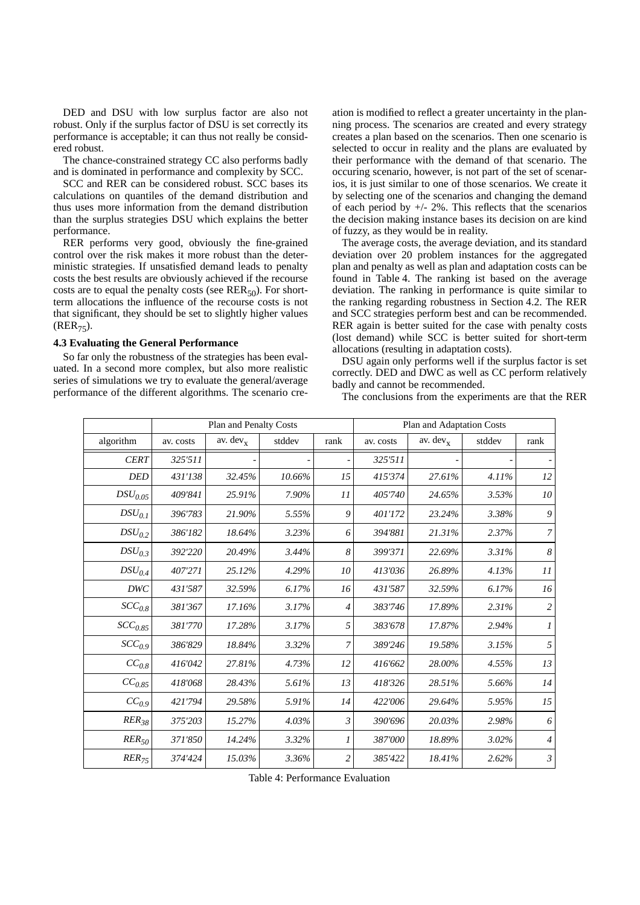DED and DSU with low surplus factor are also not robust. Only if the surplus factor of DSU is set correctly its performance is acceptable; it can thus not really be considered robust.

The chance-constrained strategy CC also performs badly and is dominated in performance and complexity by SCC.

SCC and RER can be considered robust. SCC bases its calculations on quantiles of the demand distribution and thus uses more information from the demand distribution than the surplus strategies DSU which explains the better performance.

RER performs very good, obviously the fine-grained control over the risk makes it more robust than the deterministic strategies. If unsatisfied demand leads to penalty costs the best results are obviously achieved if the recourse costs are to equal the penalty costs (see $\text{RER}_{50}$). For short-term allocations the influence of the recourse costs is not that significant, they should be set to slightly higher values ($\text{RER}_{75}$).

### 4.3 Evaluating the General Performance

So far only the robustness of the strategies has been evaluated. In a second more complex, but also more realistic series of simulations we try to evaluate the general/average performance of the different algorithms. The scenario creation is modified to reflect a greater uncertainty in the planning process. The scenarios are created and every strategy creates a plan based on the scenarios. Then one scenario is selected to occur in reality and the plans are evaluated by their performance with the demand of that scenario. The occuring scenario, however, is not part of the set of scenarios, it is just similar to one of those scenarios. We create it by selecting one of the scenarios and changing the demand of each period by +/- 2%. This reflects that the scenarios the decision making instance bases its decision on are kind of fuzzy, as they would be in reality.

The average costs, the average deviation, and its standard deviation over 20 problem instances for the aggregated plan and penalty as well as plan and adaptation costs can be found in Table 4. The ranking ist based on the average deviation. The ranking in performance is quite similar to the ranking regarding robustness in Section 4.2. The RER and SCC strategies perform best and can be recommended. RER again is better suited for the case with penalty costs (lost demand) while SCC is better suited for short-term allocations (resulting in adaptation costs).

DSU again only performs well if the surplus factor is set correctly. DED and DWC as well as CC perform relatively badly and cannot be recommended.

The conclusions from the experiments are that the RER

| | Plan and Penalty Costs | | | | Plan and Adaptation Costs | | | |
|---|---|---|---|---|---|---|---|---|
| algorithm | av. costs | av. $\text{dev}_x$ | stddev | rank | av. costs | av. $\text{dev}_x$ | stddev | rank |
| *CERT* | *325'511* | - | - | - | *325'511* | - | - | - |
| *DED* | *431'138* | *32.45%* | *10.66%* | *15* | *415'374* | *27.61%* | *4.11%* | *12* |
| $DSU_{0.05}$ | *409'841* | *25.91%* | *7.90%* | *11* | *405'740* | *24.65%* | *3.53%* | *10* |
| $DSU_{0.1}$ | *396'783* | *21.90%* | *5.55%* | *9* | *401'172* | *23.24%* | *3.38%* | *9* |
| $DSU_{0.2}$ | *386'182* | *18.64%* | *3.23%* | *6* | *394'881* | *21.31%* | *2.37%* | *7* |
| $DSU_{0.3}$ | *392'220* | *20.49%* | *3.44%* | *8* | *399'371* | *22.69%* | *3.31%* | *8* |
| $DSU_{0.4}$ | *407'271* | *25.12%* | *4.29%* | *10* | *413'036* | *26.89%* | *4.13%* | *11* |
| *DWC* | *431'587* | *32.59%* | *6.17%* | *16* | *431'587* | *32.59%* | *6.17%* | *16* |
| $SCC_{0.8}$ | *381'367* | *17.16%* | *3.17%* | *4* | *383'746* | *17.89%* | *2.31%* | *2* |
| $SCC_{0.85}$ | *381'770* | *17.28%* | *3.17%* | *5* | *383'678* | *17.87%* | *2.94%* | *1* |
| $SCC_{0.9}$ | *386'829* | *18.84%* | *3.32%* | *7* | *389'246* | *19.58%* | *3.15%* | *5* |
| $CC_{0.8}$ | *416'042* | *27.81%* | *4.73%* | *12* | *416'662* | *28.00%* | *4.55%* | *13* |
| $CC_{0.85}$ | *418'068* | *28.43%* | *5.61%* | *13* | *418'326* | *28.51%* | *5.66%* | *14* |
| $CC_{0.9}$ | *421'794* | *29.58%* | *5.91%* | *14* | *422'006* | *29.64%* | *5.95%* | *15* |
| $RER_{38}$ | *375'203* | *15.27%* | *4.03%* | *3* | *390'696* | *20.03%* | *2.98%* | *6* |
| $RER_{50}$ | *371'850* | *14.24%* | *3.32%* | *1* | *387'000* | *18.89%* | *3.02%* | *4* |
| $RER_{75}$ | *374'424* | *15.03%* | *3.36%* | *2* | *385'422* | *18.41%* | *2.62%* | *3* |

Table 4: Performance Evaluation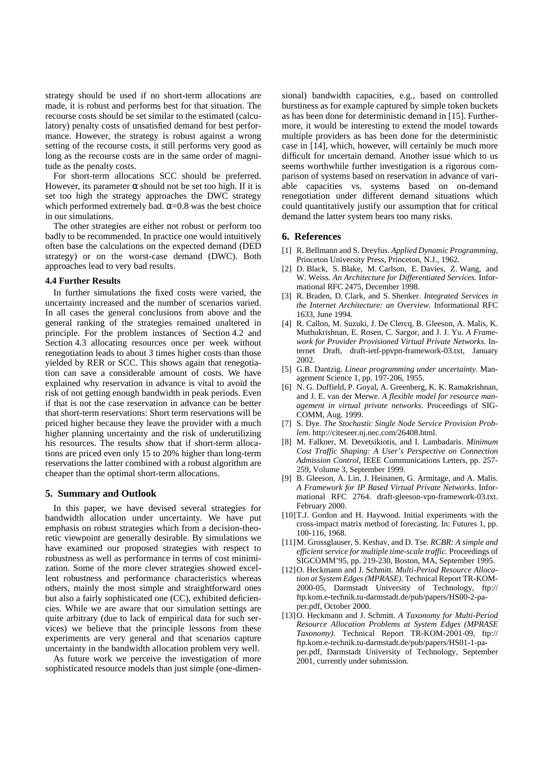strategy should be used if no short-term allocations are made, it is robust and performs best for that situation. The recourse costs should be set similar to the estimated (calculatory) penalty costs of unsatisfied demand for best performance. However, the strategy is robust against a wrong setting of the recourse costs, it still performs very good as long as the recourse costs are in the same order of magnitude as the penalty costs.

For short-term allocations SCC should be preferred. However, its parameter $\alpha$ should not be set too high. If it is set too high the strategy approaches the DWC strategy which performed extremely bad. $\alpha$=0.8 was the best choice in our simulations.

The other strategies are either not robust or perform too badly to be recommended. In practice one would intuitively often base the calculations on the expected demand (DED strategy) or on the worst-case demand (DWC). Both approaches lead to very bad results.

### 4.4 Further Results

In further simulations the fixed costs were varied, the uncertainty increased and the number of scenarios varied. In all cases the general conclusions from above and the general ranking of the strategies remained unaltered in principle. For the problem instances of Section 4.2 and Section 4.3 allocating resources once per week without renegotiation leads to about 3 times higher costs than those yielded by RER or SCC. This shows again that renegotiation can save a considerable amount of costs. We have explained why reservation in advance is vital to avoid the risk of not getting enough bandwidth in peak periods. Even if that is not the case reservation in advance can be better that short-term reservations: Short term reservations will be priced higher because they leave the provider with a much higher planning uncertainty and the risk of underutilizing his resources. The results show that if short-term allocations are priced even only 15 to 20% higher than long-term reservations the latter combined with a robust algorithm are cheaper than the optimal short-term allocations.

## 5. Summary and Outlook

In this paper, we have devised several strategies for bandwidth allocation under uncertainty. We have put emphasis on robust strategies which from a decision-theoretic viewpoint are generally desirable. By simulations we have examined our proposed strategies with respect to robustness as well as performance in terms of cost minimization. Some of the more clever strategies showed excellent robustness and performance characteristics whereas others, mainly the most simple and straightforward ones but also a fairly sophisticated one (CC), exhibited deficiencies. While we are aware that our simulation settings are quite arbitrary (due to lack of empirical data for such services) we believe that the principle lessons from these experiments are very general and that scenarios capture uncertainty in the bandwidth allocation problem very well.

As future work we perceive the investigation of more sophisticated resource models than just simple (one-dimensional) bandwidth capacities, e.g., based on controlled burstiness as for example captured by simple token buckets as has been done for deterministic demand in [15]. Furthermore, it would be interesting to extend the model towards multiple providers as has been done for the deterministic case in [14], which, however, will certainly be much more difficult for uncertain demand. Another issue which to us seems worthwhile further investigation is a rigorous comparison of systems based on reservation in advance of variable capacities vs. systems based on on-demand renegotiation under different demand situations which could quantitatively justify our assumption that for critical demand the latter system bears too many risks.

## 6. References

[1] R. Bellmann and S. Dreyfus. *Applied Dynamic Programming*, Princeton University Press, Princeton, N.J., 1962.

[2] D. Black, S. Blake, M. Carlson, E. Davies, Z. Wang, and W. Weiss. *An Architecture for Differentiated Services.* Informational RFC 2475, December 1998.

[3] R. Braden, D. Clark, and S. Shenker. *Integrated Services in the Internet Architecture: an Overview*. Informational RFC 1633, June 1994.

[4] R. Callon, M. Suzuki, J. De Clercq, B. Gleeson, A. Malis, K. Muthukrishnan, E. Rosen, C. Sargor, and J. J. Yu. *A Framework for Provider Provisioned Virtual Private Networks.* Internet Draft, draft-ietf-ppvpn-framework-03.txt, January 2002.

[5] G.B. Dantzig. *Linear programming under uncertainty*. Management Science 1, pp. 197-206, 1955.

[6] N. G. Duffield, P. Goyal, A. Greenberg, K. K. Ramakrishnan, and J. E. van der Merwe. *A flexible model for resource management in virtual private networks*. Proceedings of SIGCOMM, Aug. 1999.

[7] S. Dye. *The Stochastic Single Node Service Provision Problem*. http://citeseer.nj.nec.com/26408.html.

[8] M. Falkner, M. Devetsikiotis, and I. Lambadaris. *Minimum Cost Traffic Shaping: A User's Perspective on Connection Admission Control*, IEEE Communications Letters, pp. 257-259, Volume 3, September 1999.

[9] B. Gleeson, A. Lin, J. Heinanen, G. Armitage, and A. Malis. *A Framework for IP Based Virtual Private Networks*. Informational RFC 2764. draft-gleeson-vpn-framework-03.txt. February 2000.

[10] T.J. Gordon and H. Haywood. Initial experiments with the cross-impact matrix method of forecasting. In: Futures 1, pp. 100-116, 1968.

[11] M. Grossglauser, S. Keshav, and D. Tse. *RCBR: A simple and efficient service for multiple time-scale traffic.* Proceedings of SIGCOMM'95, pp. 219-230, Boston, MA, September 1995.

[12] O. Heckmann and J. Schmitt. *Multi-Period Resource Allocation at System Edges (MPRASE)*. Technical Report TR-KOM-2000-05, Darmstadt University of Technology, ftp://ftp.kom.e-technik.tu-darmstadt.de/pub/papers/HS00-2-paper.pdf, October 2000.

[13] O. Heckmann and J. Schmitt. *A Taxonomy for Multi-Period Resource Allocation Problems at System Edges (MPRASE Taxonomy)*. Technical Report TR-KOM-2001-09, ftp://ftp.kom.e-technik.tu-darmstadt.de/pub/papers/HS01-1-paper.pdf, Darmstadt University of Technology, September 2001, currently under submission.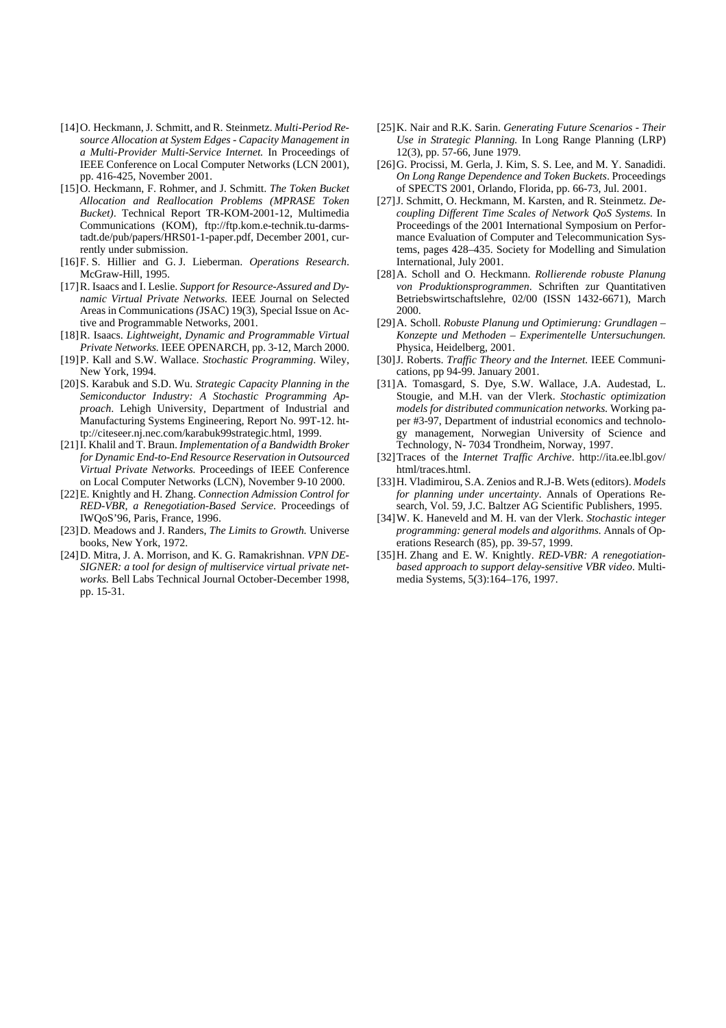- [14] O. Heckmann, J. Schmitt, and R. Steinmetz. *Multi-Period Resource Allocation at System Edges - Capacity Management in a Multi-Provider Multi-Service Internet.* In Proceedings of IEEE Conference on Local Computer Networks (LCN 2001), pp. 416-425, November 2001.
- [15] O. Heckmann, F. Rohmer, and J. Schmitt. *The Token Bucket Allocation and Reallocation Problems (MPRASE Token Bucket)*. Technical Report TR-KOM-2001-12, Multimedia Communications (KOM), ftp://ftp.kom.e-technik.tu-darmstadt.de/pub/papers/HRS01-1-paper.pdf, December 2001, currently under submission.
- [16] F. S. Hillier and G. J. Lieberman. *Operations Research*. McGraw-Hill, 1995.
- [17] R. Isaacs and I. Leslie. *Support for Resource-Assured and Dynamic Virtual Private Networks.* IEEE Journal on Selected Areas in Communications (JSAC) 19(3), Special Issue on Active and Programmable Networks, 2001.
- [18] R. Isaacs. *Lightweight, Dynamic and Programmable Virtual Private Networks.* IEEE OPENARCH, pp. 3-12, March 2000.
- [19] P. Kall and S.W. Wallace. *Stochastic Programming*. Wiley, New York, 1994.
- [20] S. Karabuk and S.D. Wu. *Strategic Capacity Planning in the Semiconductor Industry: A Stochastic Programming Approach*. Lehigh University, Department of Industrial and Manufacturing Systems Engineering, Report No. 99T-12. http://citeseer.nj.nec.com/karabuk99strategic.html, 1999.
- [21] I. Khalil and T. Braun. *Implementation of a Bandwidth Broker for Dynamic End-to-End Resource Reservation in Outsourced Virtual Private Networks.* Proceedings of IEEE Conference on Local Computer Networks (LCN), November 9-10 2000.
- [22] E. Knightly and H. Zhang. *Connection Admission Control for RED-VBR, a Renegotiation-Based Service*. Proceedings of IWQoS'96, Paris, France, 1996.
- [23] D. Meadows and J. Randers, *The Limits to Growth.* Universe books, New York, 1972.
- [24] D. Mitra, J. A. Morrison, and K. G. Ramakrishnan. *VPN DESIGNER: a tool for design of multiservice virtual private networks.* Bell Labs Technical Journal October-December 1998, pp. 15-31.
- [25] K. Nair and R.K. Sarin. *Generating Future Scenarios - Their Use in Strategic Planning.* In Long Range Planning (LRP) 12(3), pp. 57-66, June 1979.
- [26] G. Procissi, M. Gerla, J. Kim, S. S. Lee, and M. Y. Sanadidi. *On Long Range Dependence and Token Buckets*. Proceedings of SPECTS 2001, Orlando, Florida, pp. 66-73, Jul. 2001.
- [27] J. Schmitt, O. Heckmann, M. Karsten, and R. Steinmetz. *Decoupling Different Time Scales of Network QoS Systems.* In Proceedings of the 2001 International Symposium on Performance Evaluation of Computer and Telecommunication Systems, pages 428–435. Society for Modelling and Simulation International, July 2001.
- [28] A. Scholl and O. Heckmann. *Rollierende robuste Planung von Produktionsprogrammen*. Schriften zur Quantitativen Betriebswirtschaftslehre, 02/00 (ISSN 1432-6671), March 2000.
- [29] A. Scholl. *Robuste Planung und Optimierung: Grundlagen – Konzepte und Methoden – Experimentelle Untersuchungen.* Physica, Heidelberg, 2001.
- [30] J. Roberts. *Traffic Theory and the Internet.* IEEE Communications, pp 94-99. January 2001.
- [31] A. Tomasgard, S. Dye, S.W. Wallace, J.A. Audestad, L. Stougie, and M.H. van der Vlerk. *Stochastic optimization models for distributed communication networks.* Working paper #3-97, Department of industrial economics and technology management, Norwegian University of Science and Technology, N- 7034 Trondheim, Norway, 1997.
- [32] Traces of the *Internet Traffic Archive*. http://ita.ee.lbl.gov/html/traces.html.
- [33] H. Vladimirou, S.A. Zenios and R.J-B. Wets (editors). *Models for planning under uncertainty*. Annals of Operations Research, Vol. 59, J.C. Baltzer AG Scientific Publishers, 1995.
- [34] W. K. Haneveld and M. H. van der Vlerk. *Stochastic integer programming: general models and algorithms.* Annals of Operations Research (85), pp. 39-57, 1999.
- [35] H. Zhang and E. W. Knightly. *RED-VBR: A renegotiation-based approach to support delay-sensitive VBR video*. Multimedia Systems, 5(3):164–176, 1997.